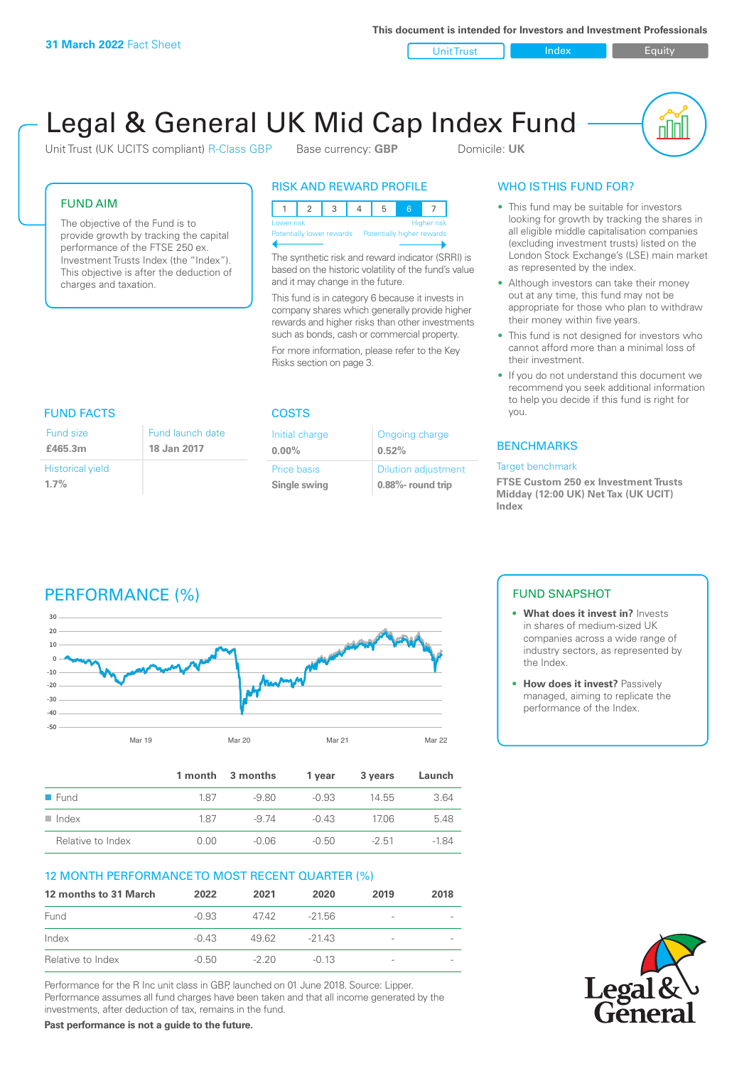**31 March 2022** Fact Sheet

This document is intended for Investors and Investment Professionals

Unit Trust | Index | Equity

# Legal & General UK Mid Cap Index Fund

Unit Trust (UK UCITS compliant) R-Class GBP    Base currency: **GBP**    Domicile: **UK**

## FUND AIM

The objective of the Fund is to provide growth by tracking the capital performance of the FTSE 250 ex. Investment Trusts Index (the "Index"). This objective is after the deduction of charges and taxation.

## RISK AND REWARD PROFILE

| 1 | 2 | 3 | 4 | 5 | 6 | 7 |
|---|---|---|---|---|---|---|

Lower risk — Higher risk
Potentially lower rewards — Potentially higher rewards

The synthetic risk and reward indicator (SRRI) is based on the historic volatility of the fund's value and it may change in the future.

This fund is in category 6 because it invests in company shares which generally provide higher rewards and higher risks than other investments such as bonds, cash or commercial property.

For more information, please refer to the Key Risks section on page 3.

## WHO IS THIS FUND FOR?

- This fund may be suitable for investors looking for growth by tracking the shares in all eligible middle capitalisation companies (excluding investment trusts) listed on the London Stock Exchange's (LSE) main market as represented by the index.
- Although investors can take their money out at any time, this fund may not be appropriate for those who plan to withdraw their money within five years.
- This fund is not designed for investors who cannot afford more than a minimal loss of their investment.
- If you do not understand this document we recommend you seek additional information to help you decide if this fund is right for you.

## FUND FACTS

| Fund size | Fund launch date |
|---|---|
| **£465.3m** | **18 Jan 2017** |
| Historical yield | |
| **1.7%** | |

## COSTS

| Initial charge | Ongoing charge |
|---|---|
| **0.00%** | **0.52%** |
| Price basis | Dilution adjustment |
| **Single swing** | **0.88%- round trip** |

## BENCHMARKS

Target benchmark

**FTSE Custom 250 ex Investment Trusts Midday (12:00 UK) Net Tax (UK UCIT) Index**

## PERFORMANCE (%)

| | 1 month | 3 months | 1 year | 3 years | Launch |
|---|---|---|---|---|---|
| Fund | 1.87 | -9.80 | -0.93 | 14.55 | 3.64 |
| Index | 1.87 | -9.74 | -0.43 | 17.06 | 5.48 |
| Relative to Index | 0.00 | -0.06 | -0.50 | -2.51 | -1.84 |

## FUND SNAPSHOT

- **What does it invest in?** Invests in shares of medium-sized UK companies across a wide range of industry sectors, as represented by the Index.
- **How does it invest?** Passively managed, aiming to replicate the performance of the Index.

## 12 MONTH PERFORMANCE TO MOST RECENT QUARTER (%)

| 12 months to 31 March | 2022 | 2021 | 2020 | 2019 | 2018 |
|---|---|---|---|---|---|
| Fund | -0.93 | 47.42 | -21.56 | - | - |
| Index | -0.43 | 49.62 | -21.43 | - | - |
| Relative to Index | -0.50 | -2.20 | -0.13 | - | - |

Performance for the R Inc unit class in GBP, launched on 01 June 2018. Source: Lipper. Performance assumes all fund charges have been taken and that all income generated by the investments, after deduction of tax, remains in the fund.

**Past performance is not a guide to the future.**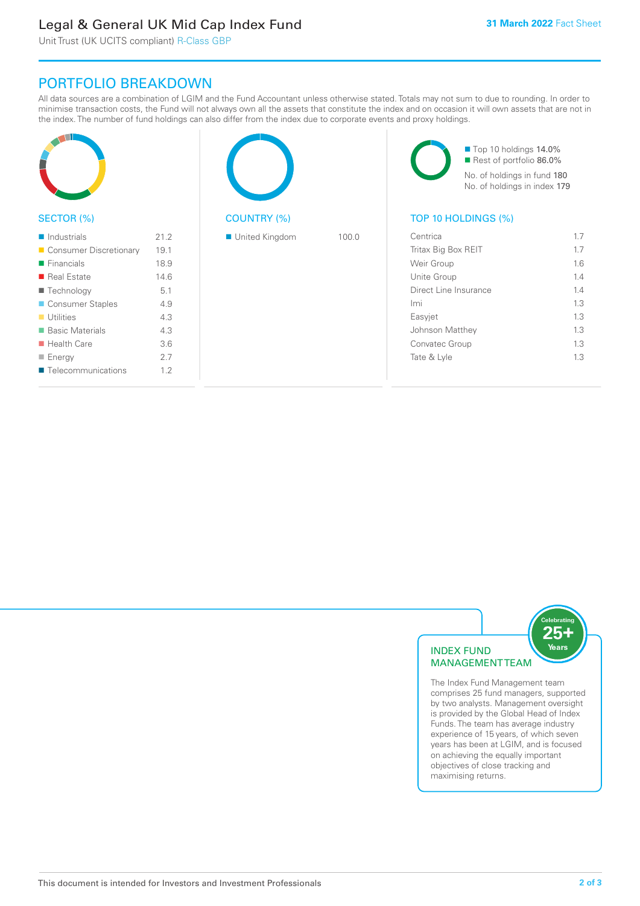## PORTFOLIO BREAKDOWN

All data sources are a combination of LGIM and the Fund Accountant unless otherwise stated. Totals may not sum to due to rounding. In order to minimise transaction costs, the Fund will not always own all the assets that constitute the index and on occasion it will own assets that are not in the index. The number of fund holdings can also differ from the index due to corporate events and proxy holdings.

### SECTOR (%)

| Sector | % |
|---|---|
| Industrials | 21.2 |
| Consumer Discretionary | 19.1 |
| Financials | 18.9 |
| Real Estate | 14.6 |
| Technology | 5.1 |
| Consumer Staples | 4.9 |
| Utilities | 4.3 |
| Basic Materials | 4.3 |
| Health Care | 3.6 |
| Energy | 2.7 |
| Telecommunications | 1.2 |

### COUNTRY (%)

| Country | % |
|---|---|
| United Kingdom | 100.0 |

- Top 10 holdings 14.0%
- Rest of portfolio 86.0%

No. of holdings in fund 180
No. of holdings in index 179

### TOP 10 HOLDINGS (%)

| Holding | % |
|---|---|
| Centrica | 1.7 |
| Tritax Big Box REIT | 1.7 |
| Weir Group | 1.6 |
| Unite Group | 1.4 |
| Direct Line Insurance | 1.4 |
| Imi | 1.3 |
| Easyjet | 1.3 |
| Johnson Matthey | 1.3 |
| Convatec Group | 1.3 |
| Tate & Lyle | 1.3 |

### INDEX FUND MANAGEMENT TEAM

Celebrating 25+ Years

The Index Fund Management team comprises 25 fund managers, supported by two analysts. Management oversight is provided by the Global Head of Index Funds. The team has average industry experience of 15 years, of which seven years has been at LGIM, and is focused on achieving the equally important objectives of close tracking and maximising returns.

This document is intended for Investors and Investment Professionals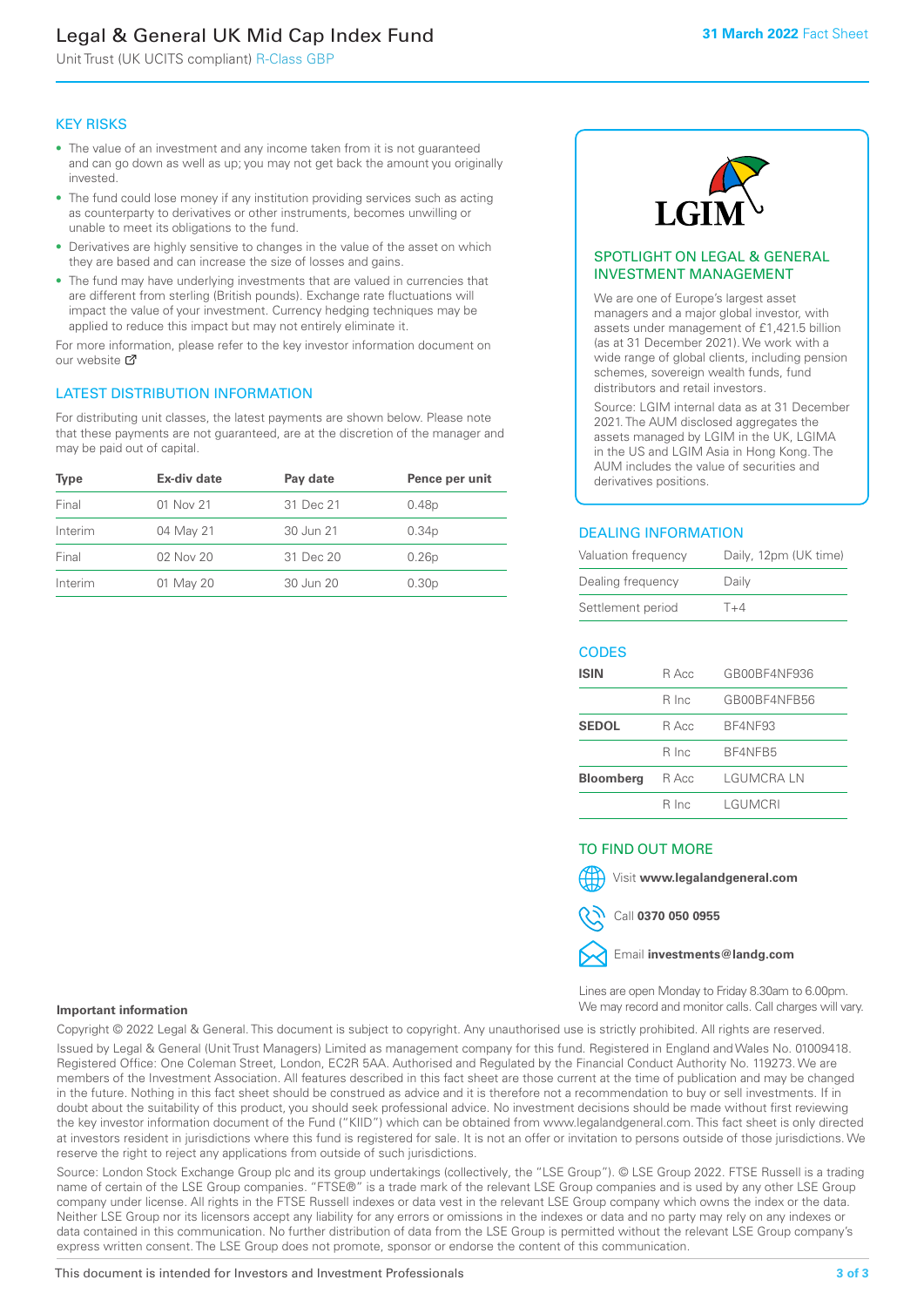# Legal & General UK Mid Cap Index Fund

Unit Trust (UK UCITS compliant) R-Class GBP

31 March 2022 Fact Sheet

## KEY RISKS

- The value of an investment and any income taken from it is not guaranteed and can go down as well as up; you may not get back the amount you originally invested.
- The fund could lose money if any institution providing services such as acting as counterparty to derivatives or other instruments, becomes unwilling or unable to meet its obligations to the fund.
- Derivatives are highly sensitive to changes in the value of the asset on which they are based and can increase the size of losses and gains.
- The fund may have underlying investments that are valued in currencies that are different from sterling (British pounds). Exchange rate fluctuations will impact the value of your investment. Currency hedging techniques may be applied to reduce this impact but may not entirely eliminate it.

For more information, please refer to the key investor information document on our website

## LATEST DISTRIBUTION INFORMATION

For distributing unit classes, the latest payments are shown below. Please note that these payments are not guaranteed, are at the discretion of the manager and may be paid out of capital.

| Type | Ex-div date | Pay date | Pence per unit |
|---|---|---|---|
| Final | 01 Nov 21 | 31 Dec 21 | 0.48p |
| Interim | 04 May 21 | 30 Jun 21 | 0.34p |
| Final | 02 Nov 20 | 31 Dec 20 | 0.26p |
| Interim | 01 May 20 | 30 Jun 20 | 0.30p |

## SPOTLIGHT ON LEGAL & GENERAL INVESTMENT MANAGEMENT

We are one of Europe's largest asset managers and a major global investor, with assets under management of £1,421.5 billion (as at 31 December 2021). We work with a wide range of global clients, including pension schemes, sovereign wealth funds, fund distributors and retail investors.

Source: LGIM internal data as at 31 December 2021. The AUM disclosed aggregates the assets managed by LGIM in the UK, LGIMA in the US and LGIM Asia in Hong Kong. The AUM includes the value of securities and derivatives positions.

## DEALING INFORMATION

| | |
|---|---|
| Valuation frequency | Daily, 12pm (UK time) |
| Dealing frequency | Daily |
| Settlement period | T+4 |

## CODES

| | | |
|---|---|---|
| **ISIN** | R Acc | GB00BF4NF936 |
| | R Inc | GB00BF4NFB56 |
| **SEDOL** | R Acc | BF4NF93 |
| | R Inc | BF4NFB5 |
| **Bloomberg** | R Acc | LGUMCRA LN |
| | R Inc | LGUMCRI |

## TO FIND OUT MORE

Visit **www.legalandgeneral.com**

Call **0370 050 0955**

Email **investments@landg.com**

Lines are open Monday to Friday 8.30am to 6.00pm. We may record and monitor calls. Call charges will vary.

**Important information**

Copyright © 2022 Legal & General. This document is subject to copyright. Any unauthorised use is strictly prohibited. All rights are reserved.

Issued by Legal & General (Unit Trust Managers) Limited as management company for this fund. Registered in England and Wales No. 01009418. Registered Office: One Coleman Street, London, EC2R 5AA. Authorised and Regulated by the Financial Conduct Authority No. 119273. We are members of the Investment Association. All features described in this fact sheet are those current at the time of publication and may be changed in the future. Nothing in this fact sheet should be construed as advice and it is therefore not a recommendation to buy or sell investments. If in doubt about the suitability of this product, you should seek professional advice. No investment decisions should be made without first reviewing the key investor information document of the Fund ("KIID") which can be obtained from www.legalandgeneral.com. This fact sheet is only directed at investors resident in jurisdictions where this fund is registered for sale. It is not an offer or invitation to persons outside of those jurisdictions. We reserve the right to reject any applications from outside of such jurisdictions.

Source: London Stock Exchange Group plc and its group undertakings (collectively, the "LSE Group"). © LSE Group 2022. FTSE Russell is a trading name of certain of the LSE Group companies. "FTSE®" is a trade mark of the relevant LSE Group companies and is used by any other LSE Group company under license. All rights in the FTSE Russell indexes or data vest in the relevant LSE Group company which owns the index or the data. Neither LSE Group nor its licensors accept any liability for any errors or omissions in the indexes or data and no party may rely on any indexes or data contained in this communication. No further distribution of data from the LSE Group is permitted without the relevant LSE Group company's express written consent. The LSE Group does not promote, sponsor or endorse the content of this communication.

This document is intended for Investors and Investment Professionals